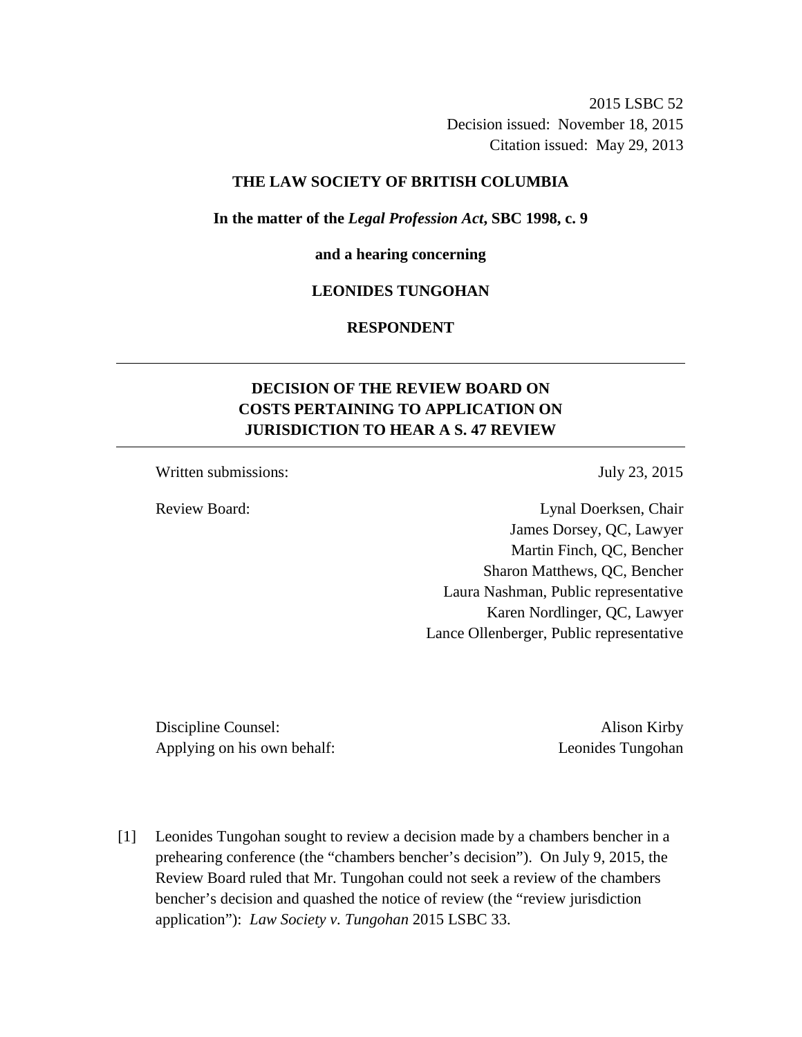2015 LSBC 52
Decision issued: November 18, 2015
Citation issued: May 29, 2013

**THE LAW SOCIETY OF BRITISH COLUMBIA**

**In the matter of the *Legal Profession Act*, SBC 1998, c. 9**

**and a hearing concerning**

**LEONIDES TUNGOHAN**

**RESPONDENT**

---

## DECISION OF THE REVIEW BOARD ON COSTS PERTAINING TO APPLICATION ON JURISDICTION TO HEAR A S. 47 REVIEW

---

Written submissions: July 23, 2015

Review Board:
Lynal Doerksen, Chair
James Dorsey, QC, Lawyer
Martin Finch, QC, Bencher
Sharon Matthews, QC, Bencher
Laura Nashman, Public representative
Karen Nordlinger, QC, Lawyer
Lance Ollenberger, Public representative

Discipline Counsel: Alison Kirby
Applying on his own behalf: Leonides Tungohan

[1] Leonides Tungohan sought to review a decision made by a chambers bencher in a prehearing conference (the "chambers bencher's decision"). On July 9, 2015, the Review Board ruled that Mr. Tungohan could not seek a review of the chambers bencher's decision and quashed the notice of review (the "review jurisdiction application"): *Law Society v. Tungohan* 2015 LSBC 33.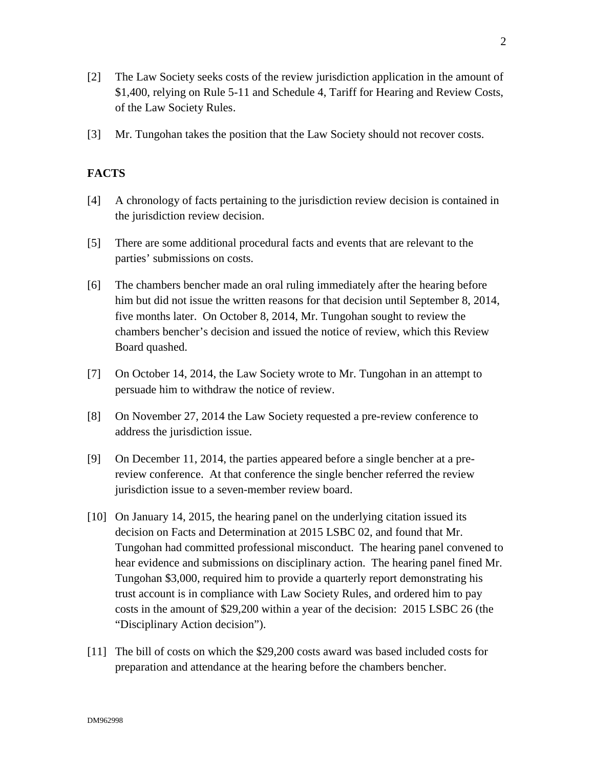[2] The Law Society seeks costs of the review jurisdiction application in the amount of $1,400, relying on Rule 5-11 and Schedule 4, Tariff for Hearing and Review Costs, of the Law Society Rules.

[3] Mr. Tungohan takes the position that the Law Society should not recover costs.

## FACTS

[4] A chronology of facts pertaining to the jurisdiction review decision is contained in the jurisdiction review decision.

[5] There are some additional procedural facts and events that are relevant to the parties' submissions on costs.

[6] The chambers bencher made an oral ruling immediately after the hearing before him but did not issue the written reasons for that decision until September 8, 2014, five months later. On October 8, 2014, Mr. Tungohan sought to review the chambers bencher's decision and issued the notice of review, which this Review Board quashed.

[7] On October 14, 2014, the Law Society wrote to Mr. Tungohan in an attempt to persuade him to withdraw the notice of review.

[8] On November 27, 2014 the Law Society requested a pre-review conference to address the jurisdiction issue.

[9] On December 11, 2014, the parties appeared before a single bencher at a pre-review conference. At that conference the single bencher referred the review jurisdiction issue to a seven-member review board.

[10] On January 14, 2015, the hearing panel on the underlying citation issued its decision on Facts and Determination at 2015 LSBC 02, and found that Mr. Tungohan had committed professional misconduct. The hearing panel convened to hear evidence and submissions on disciplinary action. The hearing panel fined Mr. Tungohan $3,000, required him to provide a quarterly report demonstrating his trust account is in compliance with Law Society Rules, and ordered him to pay costs in the amount of $29,200 within a year of the decision: 2015 LSBC 26 (the "Disciplinary Action decision").

[11] The bill of costs on which the $29,200 costs award was based included costs for preparation and attendance at the hearing before the chambers bencher.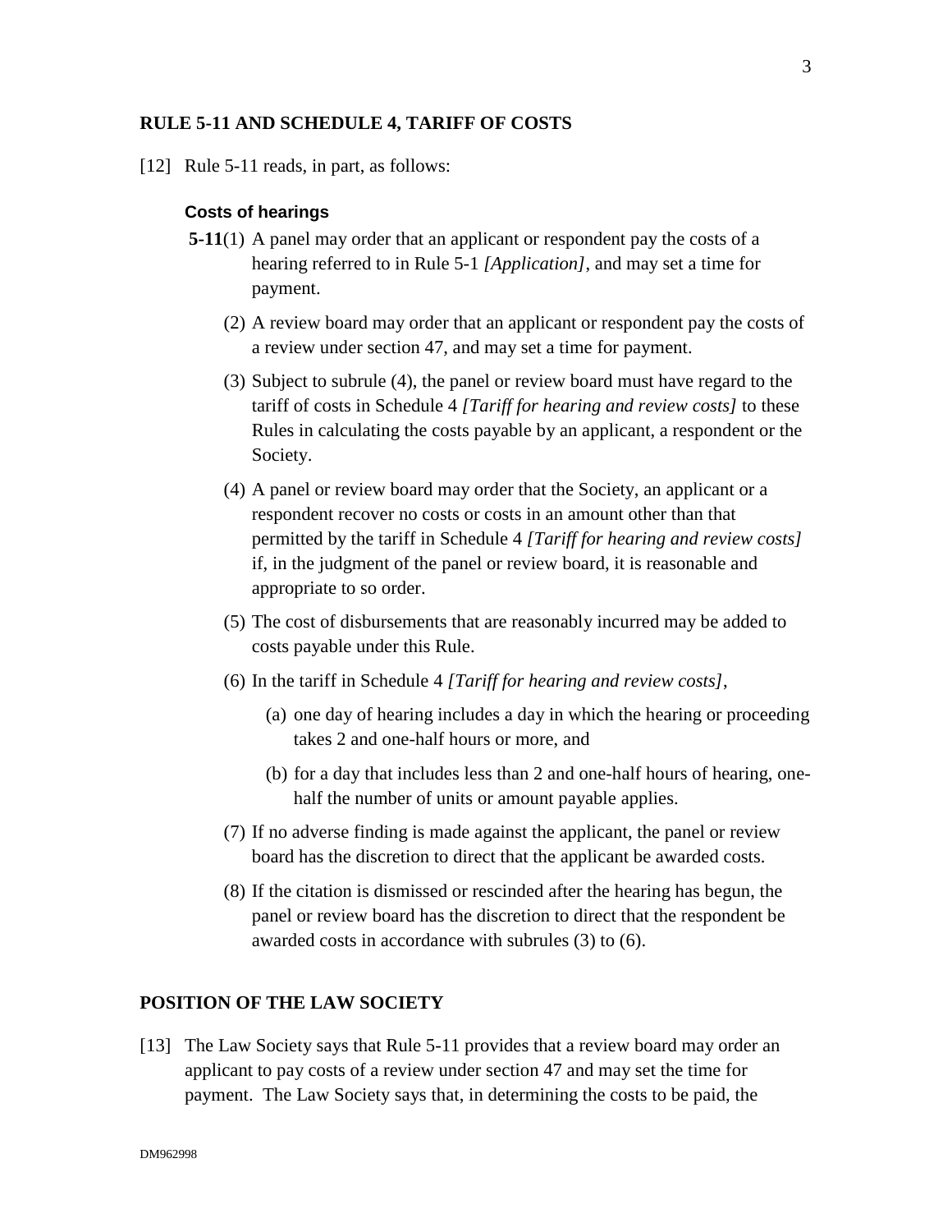## RULE 5-11 AND SCHEDULE 4, TARIFF OF COSTS

[12] Rule 5-11 reads, in part, as follows:

> **Costs of hearings**
>
> **5-11**(1) A panel may order that an applicant or respondent pay the costs of a hearing referred to in Rule 5-1 *[Application]*, and may set a time for payment.
>
> (2) A review board may order that an applicant or respondent pay the costs of a review under section 47, and may set a time for payment.
>
> (3) Subject to subrule (4), the panel or review board must have regard to the tariff of costs in Schedule 4 *[Tariff for hearing and review costs]* to these Rules in calculating the costs payable by an applicant, a respondent or the Society.
>
> (4) A panel or review board may order that the Society, an applicant or a respondent recover no costs or costs in an amount other than that permitted by the tariff in Schedule 4 *[Tariff for hearing and review costs]* if, in the judgment of the panel or review board, it is reasonable and appropriate to so order.
>
> (5) The cost of disbursements that are reasonably incurred may be added to costs payable under this Rule.
>
> (6) In the tariff in Schedule 4 *[Tariff for hearing and review costs]*,
>
> (a) one day of hearing includes a day in which the hearing or proceeding takes 2 and one-half hours or more, and
>
> (b) for a day that includes less than 2 and one-half hours of hearing, one-half the number of units or amount payable applies.
>
> (7) If no adverse finding is made against the applicant, the panel or review board has the discretion to direct that the applicant be awarded costs.
>
> (8) If the citation is dismissed or rescinded after the hearing has begun, the panel or review board has the discretion to direct that the respondent be awarded costs in accordance with subrules (3) to (6).

## POSITION OF THE LAW SOCIETY

[13] The Law Society says that Rule 5-11 provides that a review board may order an applicant to pay costs of a review under section 47 and may set the time for payment. The Law Society says that, in determining the costs to be paid, the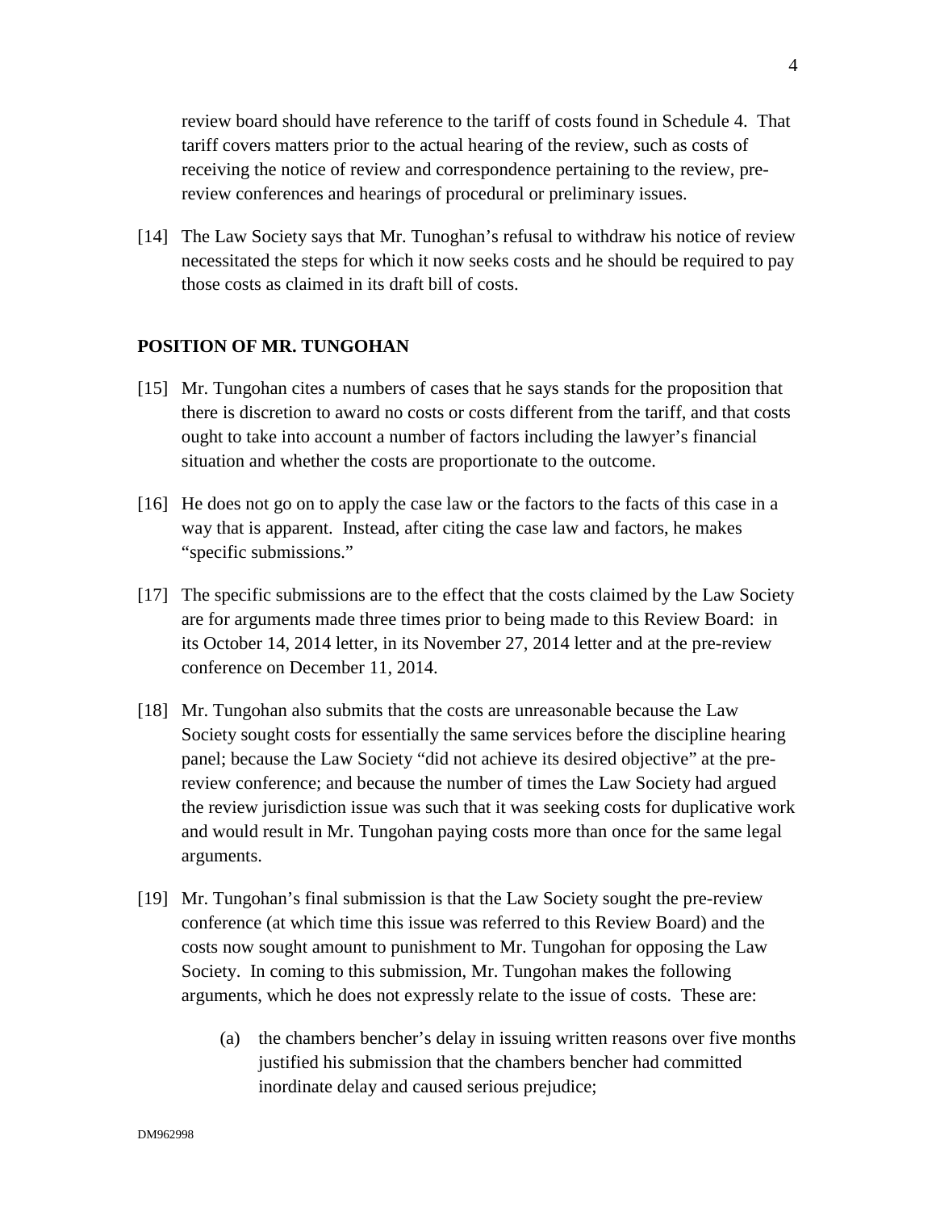review board should have reference to the tariff of costs found in Schedule 4. That tariff covers matters prior to the actual hearing of the review, such as costs of receiving the notice of review and correspondence pertaining to the review, pre-review conferences and hearings of procedural or preliminary issues.

[14] The Law Society says that Mr. Tunoghan's refusal to withdraw his notice of review necessitated the steps for which it now seeks costs and he should be required to pay those costs as claimed in its draft bill of costs.

## POSITION OF MR. TUNGOHAN

[15] Mr. Tungohan cites a numbers of cases that he says stands for the proposition that there is discretion to award no costs or costs different from the tariff, and that costs ought to take into account a number of factors including the lawyer's financial situation and whether the costs are proportionate to the outcome.

[16] He does not go on to apply the case law or the factors to the facts of this case in a way that is apparent. Instead, after citing the case law and factors, he makes "specific submissions."

[17] The specific submissions are to the effect that the costs claimed by the Law Society are for arguments made three times prior to being made to this Review Board: in its October 14, 2014 letter, in its November 27, 2014 letter and at the pre-review conference on December 11, 2014.

[18] Mr. Tungohan also submits that the costs are unreasonable because the Law Society sought costs for essentially the same services before the discipline hearing panel; because the Law Society "did not achieve its desired objective" at the pre-review conference; and because the number of times the Law Society had argued the review jurisdiction issue was such that it was seeking costs for duplicative work and would result in Mr. Tungohan paying costs more than once for the same legal arguments.

[19] Mr. Tungohan's final submission is that the Law Society sought the pre-review conference (at which time this issue was referred to this Review Board) and the costs now sought amount to punishment to Mr. Tungohan for opposing the Law Society. In coming to this submission, Mr. Tungohan makes the following arguments, which he does not expressly relate to the issue of costs. These are:

(a) the chambers bencher's delay in issuing written reasons over five months justified his submission that the chambers bencher had committed inordinate delay and caused serious prejudice;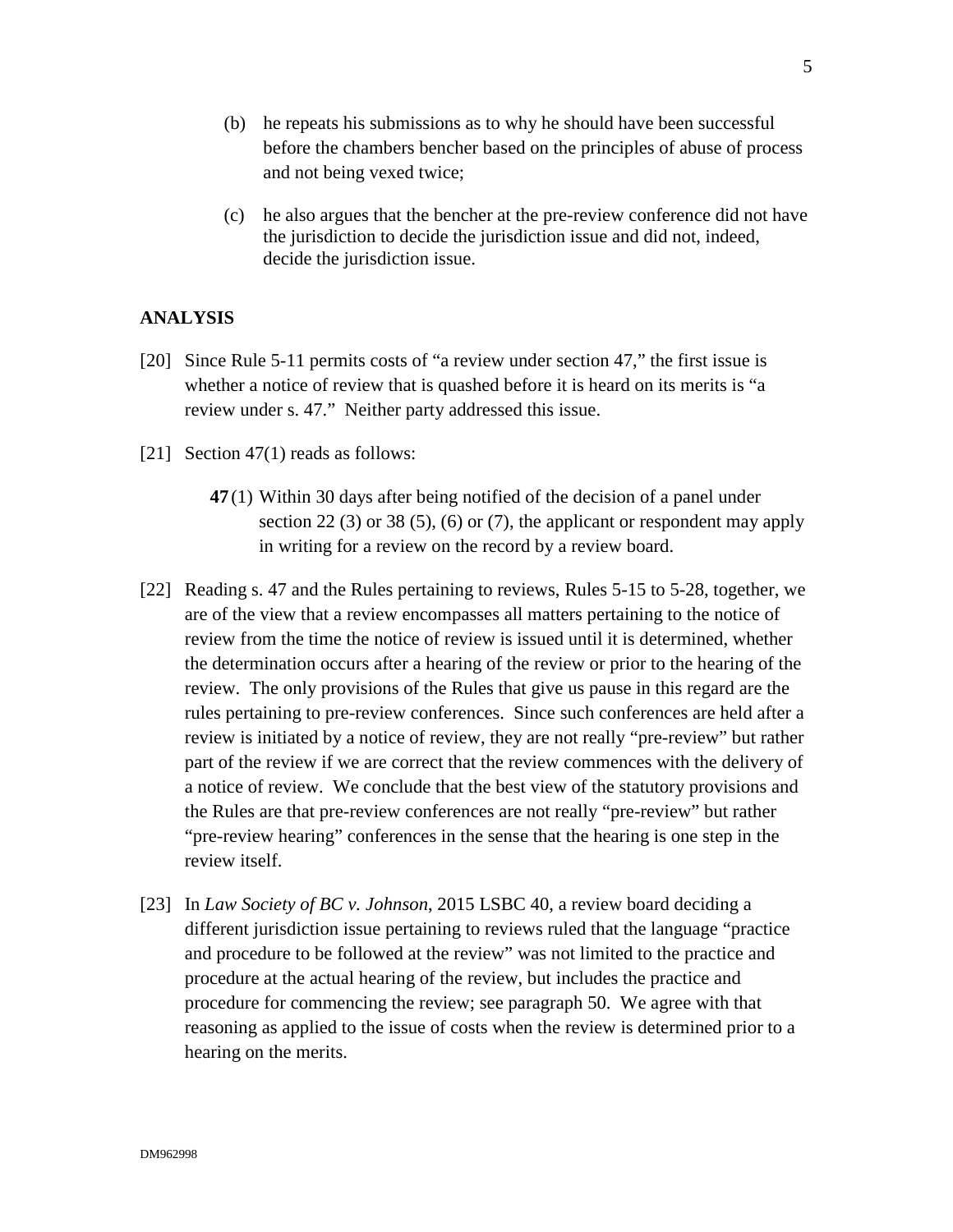(b) he repeats his submissions as to why he should have been successful before the chambers bencher based on the principles of abuse of process and not being vexed twice;

(c) he also argues that the bencher at the pre-review conference did not have the jurisdiction to decide the jurisdiction issue and did not, indeed, decide the jurisdiction issue.

## ANALYSIS

[20] Since Rule 5-11 permits costs of "a review under section 47," the first issue is whether a notice of review that is quashed before it is heard on its merits is "a review under s. 47." Neither party addressed this issue.

[21] Section 47(1) reads as follows:

> **47** (1) Within 30 days after being notified of the decision of a panel under section 22 (3) or 38 (5), (6) or (7), the applicant or respondent may apply in writing for a review on the record by a review board.

[22] Reading s. 47 and the Rules pertaining to reviews, Rules 5-15 to 5-28, together, we are of the view that a review encompasses all matters pertaining to the notice of review from the time the notice of review is issued until it is determined, whether the determination occurs after a hearing of the review or prior to the hearing of the review. The only provisions of the Rules that give us pause in this regard are the rules pertaining to pre-review conferences. Since such conferences are held after a review is initiated by a notice of review, they are not really "pre-review" but rather part of the review if we are correct that the review commences with the delivery of a notice of review. We conclude that the best view of the statutory provisions and the Rules are that pre-review conferences are not really "pre-review" but rather "pre-review hearing" conferences in the sense that the hearing is one step in the review itself.

[23] In *Law Society of BC v. Johnson*, 2015 LSBC 40, a review board deciding a different jurisdiction issue pertaining to reviews ruled that the language "practice and procedure to be followed at the review" was not limited to the practice and procedure at the actual hearing of the review, but includes the practice and procedure for commencing the review; see paragraph 50. We agree with that reasoning as applied to the issue of costs when the review is determined prior to a hearing on the merits.

DM962998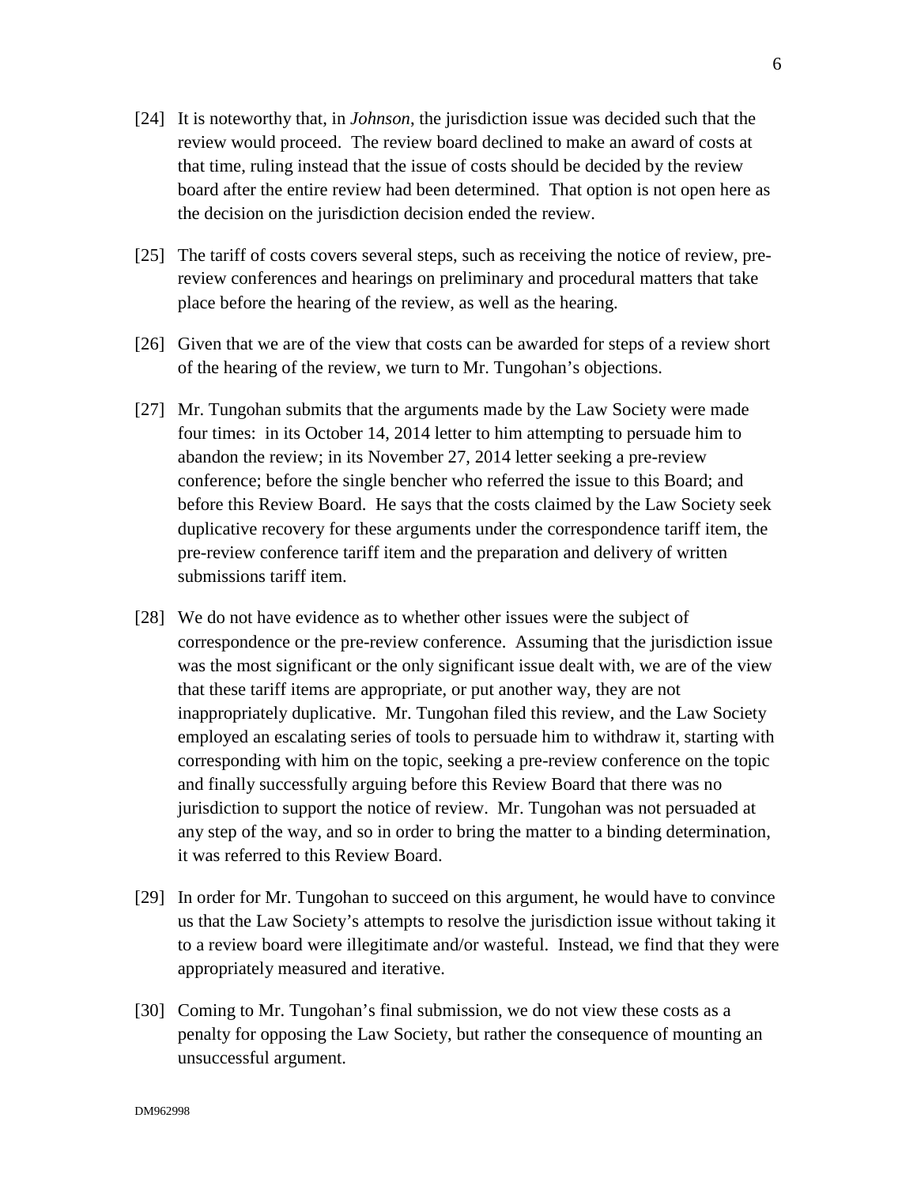[24] It is noteworthy that, in *Johnson*, the jurisdiction issue was decided such that the review would proceed. The review board declined to make an award of costs at that time, ruling instead that the issue of costs should be decided by the review board after the entire review had been determined. That option is not open here as the decision on the jurisdiction decision ended the review.

[25] The tariff of costs covers several steps, such as receiving the notice of review, pre-review conferences and hearings on preliminary and procedural matters that take place before the hearing of the review, as well as the hearing.

[26] Given that we are of the view that costs can be awarded for steps of a review short of the hearing of the review, we turn to Mr. Tungohan's objections.

[27] Mr. Tungohan submits that the arguments made by the Law Society were made four times: in its October 14, 2014 letter to him attempting to persuade him to abandon the review; in its November 27, 2014 letter seeking a pre-review conference; before the single bencher who referred the issue to this Board; and before this Review Board. He says that the costs claimed by the Law Society seek duplicative recovery for these arguments under the correspondence tariff item, the pre-review conference tariff item and the preparation and delivery of written submissions tariff item.

[28] We do not have evidence as to whether other issues were the subject of correspondence or the pre-review conference. Assuming that the jurisdiction issue was the most significant or the only significant issue dealt with, we are of the view that these tariff items are appropriate, or put another way, they are not inappropriately duplicative. Mr. Tungohan filed this review, and the Law Society employed an escalating series of tools to persuade him to withdraw it, starting with corresponding with him on the topic, seeking a pre-review conference on the topic and finally successfully arguing before this Review Board that there was no jurisdiction to support the notice of review. Mr. Tungohan was not persuaded at any step of the way, and so in order to bring the matter to a binding determination, it was referred to this Review Board.

[29] In order for Mr. Tungohan to succeed on this argument, he would have to convince us that the Law Society's attempts to resolve the jurisdiction issue without taking it to a review board were illegitimate and/or wasteful. Instead, we find that they were appropriately measured and iterative.

[30] Coming to Mr. Tungohan's final submission, we do not view these costs as a penalty for opposing the Law Society, but rather the consequence of mounting an unsuccessful argument.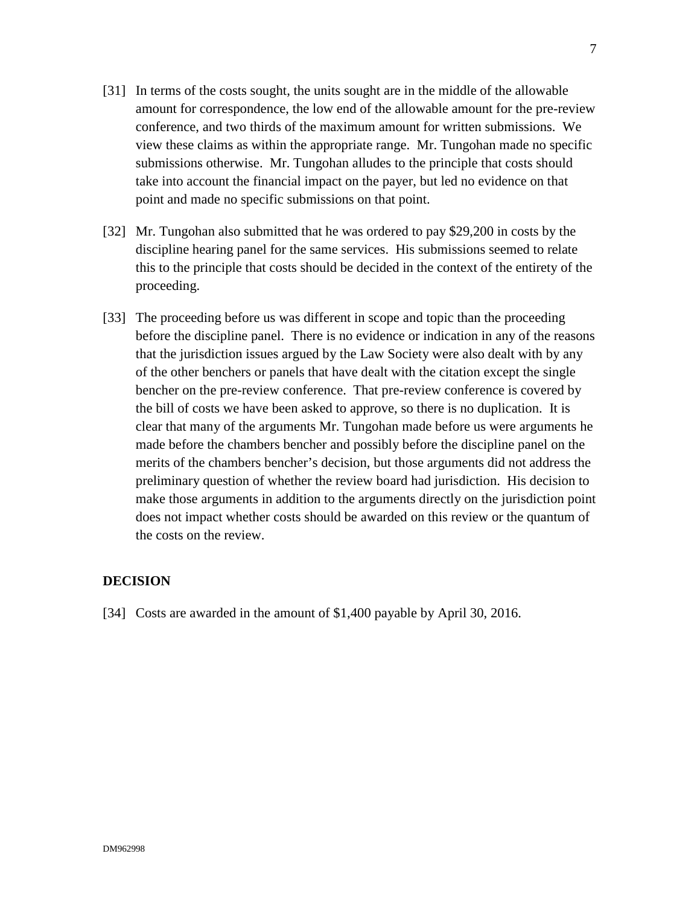[31] In terms of the costs sought, the units sought are in the middle of the allowable amount for correspondence, the low end of the allowable amount for the pre-review conference, and two thirds of the maximum amount for written submissions. We view these claims as within the appropriate range. Mr. Tungohan made no specific submissions otherwise. Mr. Tungohan alludes to the principle that costs should take into account the financial impact on the payer, but led no evidence on that point and made no specific submissions on that point.

[32] Mr. Tungohan also submitted that he was ordered to pay $29,200 in costs by the discipline hearing panel for the same services. His submissions seemed to relate this to the principle that costs should be decided in the context of the entirety of the proceeding.

[33] The proceeding before us was different in scope and topic than the proceeding before the discipline panel. There is no evidence or indication in any of the reasons that the jurisdiction issues argued by the Law Society were also dealt with by any of the other benchers or panels that have dealt with the citation except the single bencher on the pre-review conference. That pre-review conference is covered by the bill of costs we have been asked to approve, so there is no duplication. It is clear that many of the arguments Mr. Tungohan made before us were arguments he made before the chambers bencher and possibly before the discipline panel on the merits of the chambers bencher's decision, but those arguments did not address the preliminary question of whether the review board had jurisdiction. His decision to make those arguments in addition to the arguments directly on the jurisdiction point does not impact whether costs should be awarded on this review or the quantum of the costs on the review.

## DECISION

[34] Costs are awarded in the amount of $1,400 payable by April 30, 2016.

DM962998